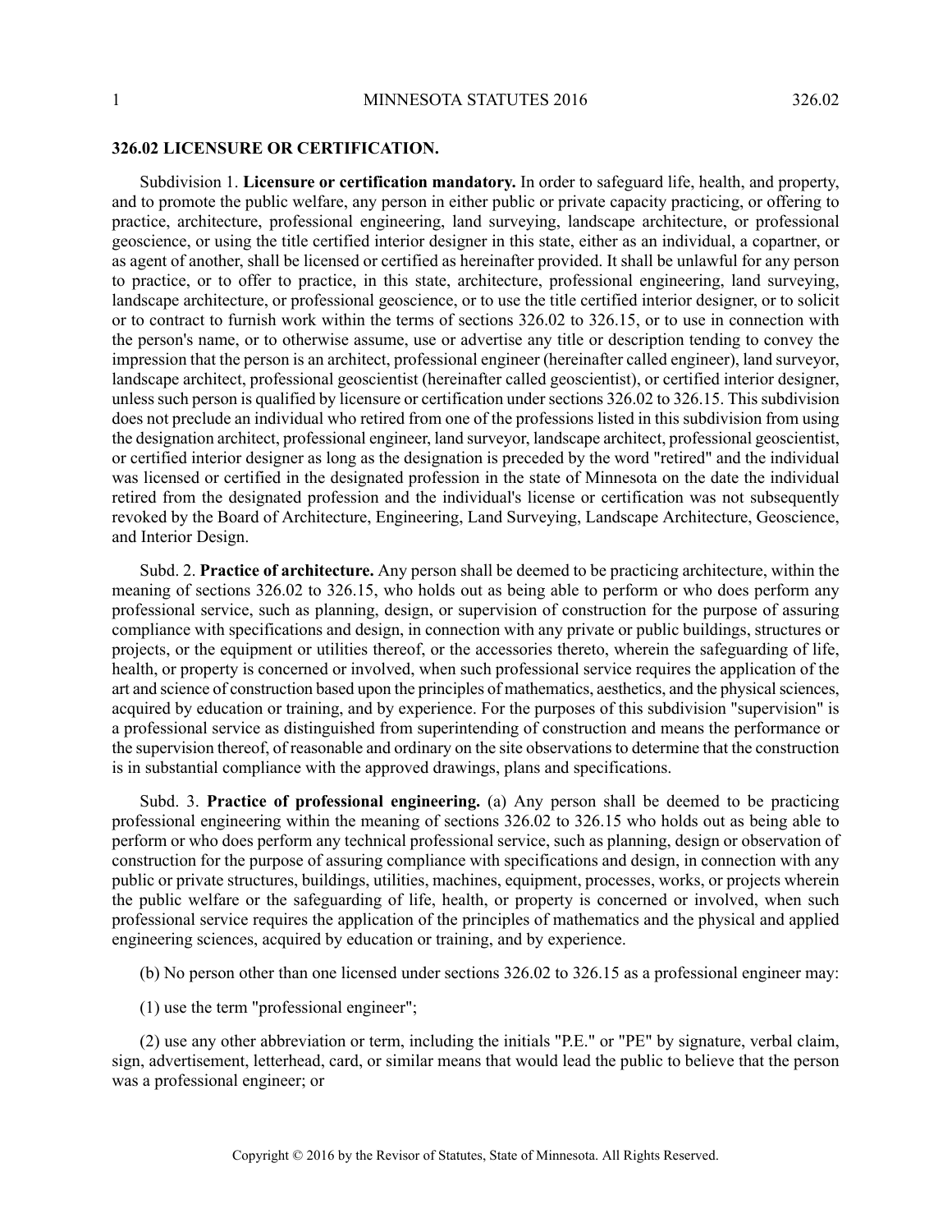## 326.02 LICENSURE OR CERTIFICATION.

Subdivision 1. **Licensure or certification mandatory.** In order to safeguard life, health, and property, and to promote the public welfare, any person in either public or private capacity practicing, or offering to practice, architecture, professional engineering, land surveying, landscape architecture, or professional geoscience, or using the title certified interior designer in this state, either as an individual, a copartner, or as agent of another, shall be licensed or certified as hereinafter provided. It shall be unlawful for any person to practice, or to offer to practice, in this state, architecture, professional engineering, land surveying, landscape architecture, or professional geoscience, or to use the title certified interior designer, or to solicit or to contract to furnish work within the terms of sections 326.02 to 326.15, or to use in connection with the person's name, or to otherwise assume, use or advertise any title or description tending to convey the impression that the person is an architect, professional engineer (hereinafter called engineer), land surveyor, landscape architect, professional geoscientist (hereinafter called geoscientist), or certified interior designer, unless such person is qualified by licensure or certification under sections 326.02 to 326.15. This subdivision does not preclude an individual who retired from one of the professions listed in this subdivision from using the designation architect, professional engineer, land surveyor, landscape architect, professional geoscientist, or certified interior designer as long as the designation is preceded by the word "retired" and the individual was licensed or certified in the designated profession in the state of Minnesota on the date the individual retired from the designated profession and the individual's license or certification was not subsequently revoked by the Board of Architecture, Engineering, Land Surveying, Landscape Architecture, Geoscience, and Interior Design.

Subd. 2. **Practice of architecture.** Any person shall be deemed to be practicing architecture, within the meaning of sections 326.02 to 326.15, who holds out as being able to perform or who does perform any professional service, such as planning, design, or supervision of construction for the purpose of assuring compliance with specifications and design, in connection with any private or public buildings, structures or projects, or the equipment or utilities thereof, or the accessories thereto, wherein the safeguarding of life, health, or property is concerned or involved, when such professional service requires the application of the art and science of construction based upon the principles of mathematics, aesthetics, and the physical sciences, acquired by education or training, and by experience. For the purposes of this subdivision "supervision" is a professional service as distinguished from superintending of construction and means the performance or the supervision thereof, of reasonable and ordinary on the site observations to determine that the construction is in substantial compliance with the approved drawings, plans and specifications.

Subd. 3. **Practice of professional engineering.** (a) Any person shall be deemed to be practicing professional engineering within the meaning of sections 326.02 to 326.15 who holds out as being able to perform or who does perform any technical professional service, such as planning, design or observation of construction for the purpose of assuring compliance with specifications and design, in connection with any public or private structures, buildings, utilities, machines, equipment, processes, works, or projects wherein the public welfare or the safeguarding of life, health, or property is concerned or involved, when such professional service requires the application of the principles of mathematics and the physical and applied engineering sciences, acquired by education or training, and by experience.

(b) No person other than one licensed under sections 326.02 to 326.15 as a professional engineer may:

(1) use the term "professional engineer";

(2) use any other abbreviation or term, including the initials "P.E." or "PE" by signature, verbal claim, sign, advertisement, letterhead, card, or similar means that would lead the public to believe that the person was a professional engineer; or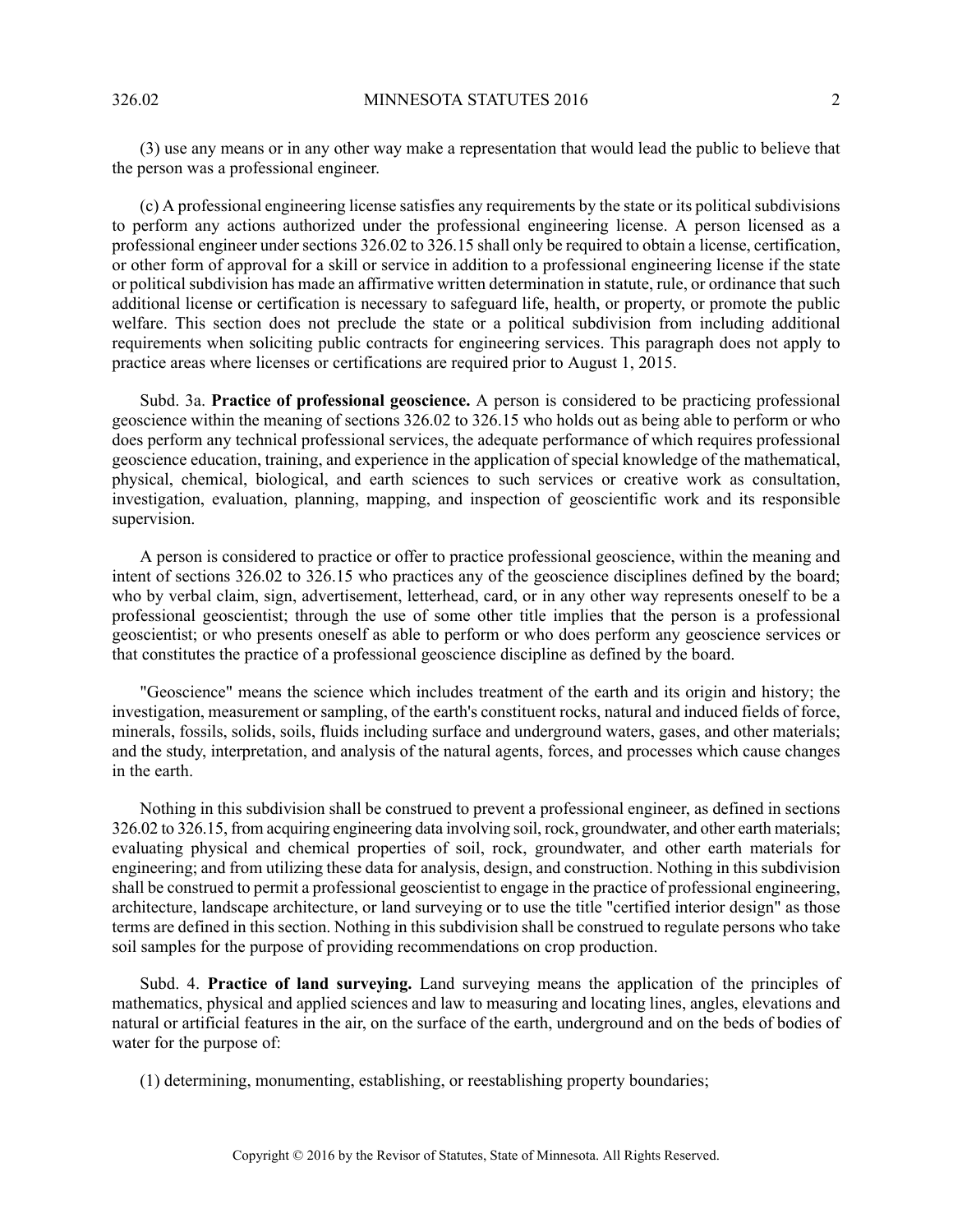(3) use any means or in any other way make a representation that would lead the public to believe that the person was a professional engineer.

(c) A professional engineering license satisfies any requirements by the state or its political subdivisions to perform any actions authorized under the professional engineering license. A person licensed as a professional engineer under sections 326.02 to 326.15 shall only be required to obtain a license, certification, or other form of approval for a skill or service in addition to a professional engineering license if the state or political subdivision has made an affirmative written determination in statute, rule, or ordinance that such additional license or certification is necessary to safeguard life, health, or property, or promote the public welfare. This section does not preclude the state or a political subdivision from including additional requirements when soliciting public contracts for engineering services. This paragraph does not apply to practice areas where licenses or certifications are required prior to August 1, 2015.

Subd. 3a. **Practice of professional geoscience.** A person is considered to be practicing professional geoscience within the meaning of sections 326.02 to 326.15 who holds out as being able to perform or who does perform any technical professional services, the adequate performance of which requires professional geoscience education, training, and experience in the application of special knowledge of the mathematical, physical, chemical, biological, and earth sciences to such services or creative work as consultation, investigation, evaluation, planning, mapping, and inspection of geoscientific work and its responsible supervision.

A person is considered to practice or offer to practice professional geoscience, within the meaning and intent of sections 326.02 to 326.15 who practices any of the geoscience disciplines defined by the board; who by verbal claim, sign, advertisement, letterhead, card, or in any other way represents oneself to be a professional geoscientist; through the use of some other title implies that the person is a professional geoscientist; or who presents oneself as able to perform or who does perform any geoscience services or that constitutes the practice of a professional geoscience discipline as defined by the board.

"Geoscience" means the science which includes treatment of the earth and its origin and history; the investigation, measurement or sampling, of the earth's constituent rocks, natural and induced fields of force, minerals, fossils, solids, soils, fluids including surface and underground waters, gases, and other materials; and the study, interpretation, and analysis of the natural agents, forces, and processes which cause changes in the earth.

Nothing in this subdivision shall be construed to prevent a professional engineer, as defined in sections 326.02 to 326.15, from acquiring engineering data involving soil, rock, groundwater, and other earth materials; evaluating physical and chemical properties of soil, rock, groundwater, and other earth materials for engineering; and from utilizing these data for analysis, design, and construction. Nothing in this subdivision shall be construed to permit a professional geoscientist to engage in the practice of professional engineering, architecture, landscape architecture, or land surveying or to use the title "certified interior design" as those terms are defined in this section. Nothing in this subdivision shall be construed to regulate persons who take soil samples for the purpose of providing recommendations on crop production.

Subd. 4. **Practice of land surveying.** Land surveying means the application of the principles of mathematics, physical and applied sciences and law to measuring and locating lines, angles, elevations and natural or artificial features in the air, on the surface of the earth, underground and on the beds of bodies of water for the purpose of:

(1) determining, monumenting, establishing, or reestablishing property boundaries;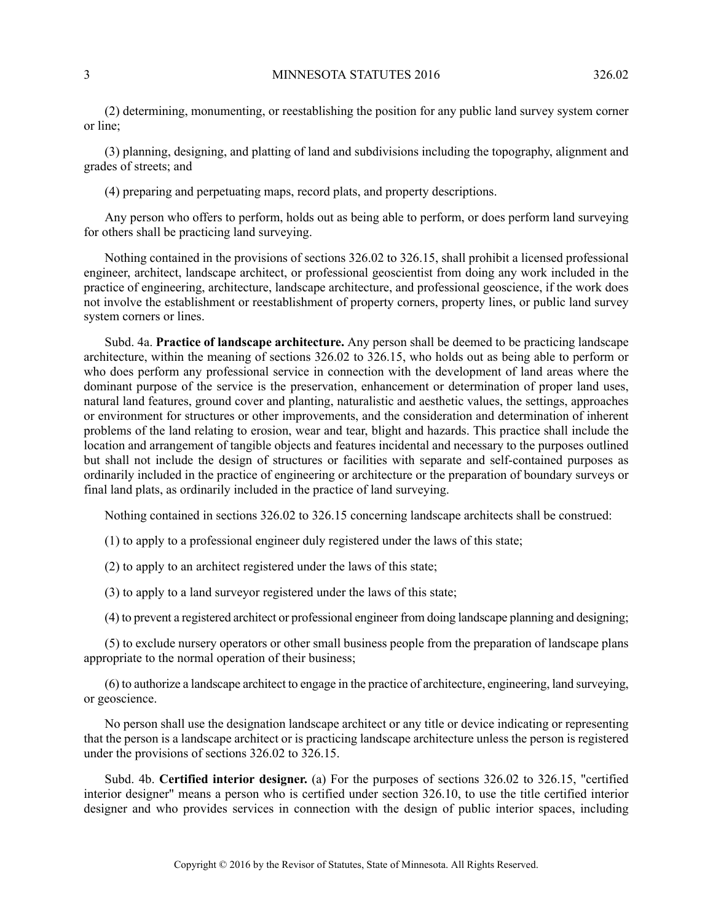(2) determining, monumenting, or reestablishing the position for any public land survey system corner or line;

(3) planning, designing, and platting of land and subdivisions including the topography, alignment and grades of streets; and

(4) preparing and perpetuating maps, record plats, and property descriptions.

Any person who offers to perform, holds out as being able to perform, or does perform land surveying for others shall be practicing land surveying.

Nothing contained in the provisions of sections 326.02 to 326.15, shall prohibit a licensed professional engineer, architect, landscape architect, or professional geoscientist from doing any work included in the practice of engineering, architecture, landscape architecture, and professional geoscience, if the work does not involve the establishment or reestablishment of property corners, property lines, or public land survey system corners or lines.

Subd. 4a. **Practice of landscape architecture.** Any person shall be deemed to be practicing landscape architecture, within the meaning of sections 326.02 to 326.15, who holds out as being able to perform or who does perform any professional service in connection with the development of land areas where the dominant purpose of the service is the preservation, enhancement or determination of proper land uses, natural land features, ground cover and planting, naturalistic and aesthetic values, the settings, approaches or environment for structures or other improvements, and the consideration and determination of inherent problems of the land relating to erosion, wear and tear, blight and hazards. This practice shall include the location and arrangement of tangible objects and features incidental and necessary to the purposes outlined but shall not include the design of structures or facilities with separate and self-contained purposes as ordinarily included in the practice of engineering or architecture or the preparation of boundary surveys or final land plats, as ordinarily included in the practice of land surveying.

Nothing contained in sections 326.02 to 326.15 concerning landscape architects shall be construed:

(1) to apply to a professional engineer duly registered under the laws of this state;

(2) to apply to an architect registered under the laws of this state;

(3) to apply to a land surveyor registered under the laws of this state;

(4) to prevent a registered architect or professional engineer from doing landscape planning and designing;

(5) to exclude nursery operators or other small business people from the preparation of landscape plans appropriate to the normal operation of their business;

(6) to authorize a landscape architect to engage in the practice of architecture, engineering, land surveying, or geoscience.

No person shall use the designation landscape architect or any title or device indicating or representing that the person is a landscape architect or is practicing landscape architecture unless the person is registered under the provisions of sections 326.02 to 326.15.

Subd. 4b. **Certified interior designer.** (a) For the purposes of sections 326.02 to 326.15, "certified interior designer" means a person who is certified under section 326.10, to use the title certified interior designer and who provides services in connection with the design of public interior spaces, including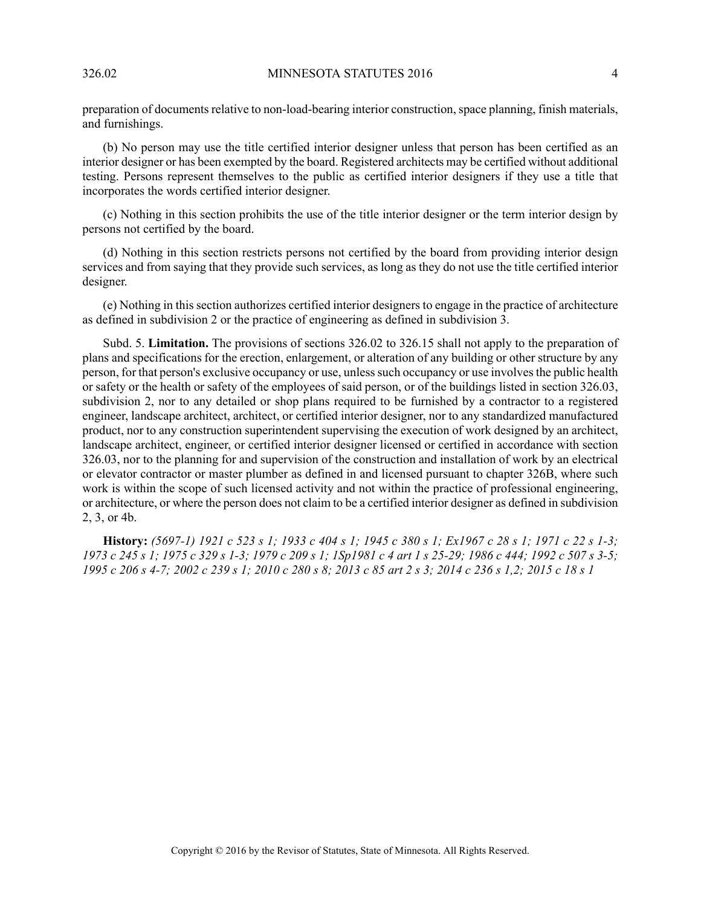preparation of documents relative to non-load-bearing interior construction, space planning, finish materials, and furnishings.

(b) No person may use the title certified interior designer unless that person has been certified as an interior designer or has been exempted by the board. Registered architects may be certified without additional testing. Persons represent themselves to the public as certified interior designers if they use a title that incorporates the words certified interior designer.

(c) Nothing in this section prohibits the use of the title interior designer or the term interior design by persons not certified by the board.

(d) Nothing in this section restricts persons not certified by the board from providing interior design services and from saying that they provide such services, as long as they do not use the title certified interior designer.

(e) Nothing in this section authorizes certified interior designers to engage in the practice of architecture as defined in subdivision 2 or the practice of engineering as defined in subdivision 3.

Subd. 5. **Limitation.** The provisions of sections 326.02 to 326.15 shall not apply to the preparation of plans and specifications for the erection, enlargement, or alteration of any building or other structure by any person, for that person's exclusive occupancy or use, unless such occupancy or use involves the public health or safety or the health or safety of the employees of said person, or of the buildings listed in section 326.03, subdivision 2, nor to any detailed or shop plans required to be furnished by a contractor to a registered engineer, landscape architect, architect, or certified interior designer, nor to any standardized manufactured product, nor to any construction superintendent supervising the execution of work designed by an architect, landscape architect, engineer, or certified interior designer licensed or certified in accordance with section 326.03, nor to the planning for and supervision of the construction and installation of work by an electrical or elevator contractor or master plumber as defined in and licensed pursuant to chapter 326B, where such work is within the scope of such licensed activity and not within the practice of professional engineering, or architecture, or where the person does not claim to be a certified interior designer as defined in subdivision 2, 3, or 4b.

**History:** *(5697-1) 1921 c 523 s 1; 1933 c 404 s 1; 1945 c 380 s 1; Ex1967 c 28 s 1; 1971 c 22 s 1-3; 1973 c 245 s 1; 1975 c 329 s 1-3; 1979 c 209 s 1; 1Sp1981 c 4 art 1 s 25-29; 1986 c 444; 1992 c 507 s 3-5; 1995 c 206 s 4-7; 2002 c 239 s 1; 2010 c 280 s 8; 2013 c 85 art 2 s 3; 2014 c 236 s 1,2; 2015 c 18 s 1*